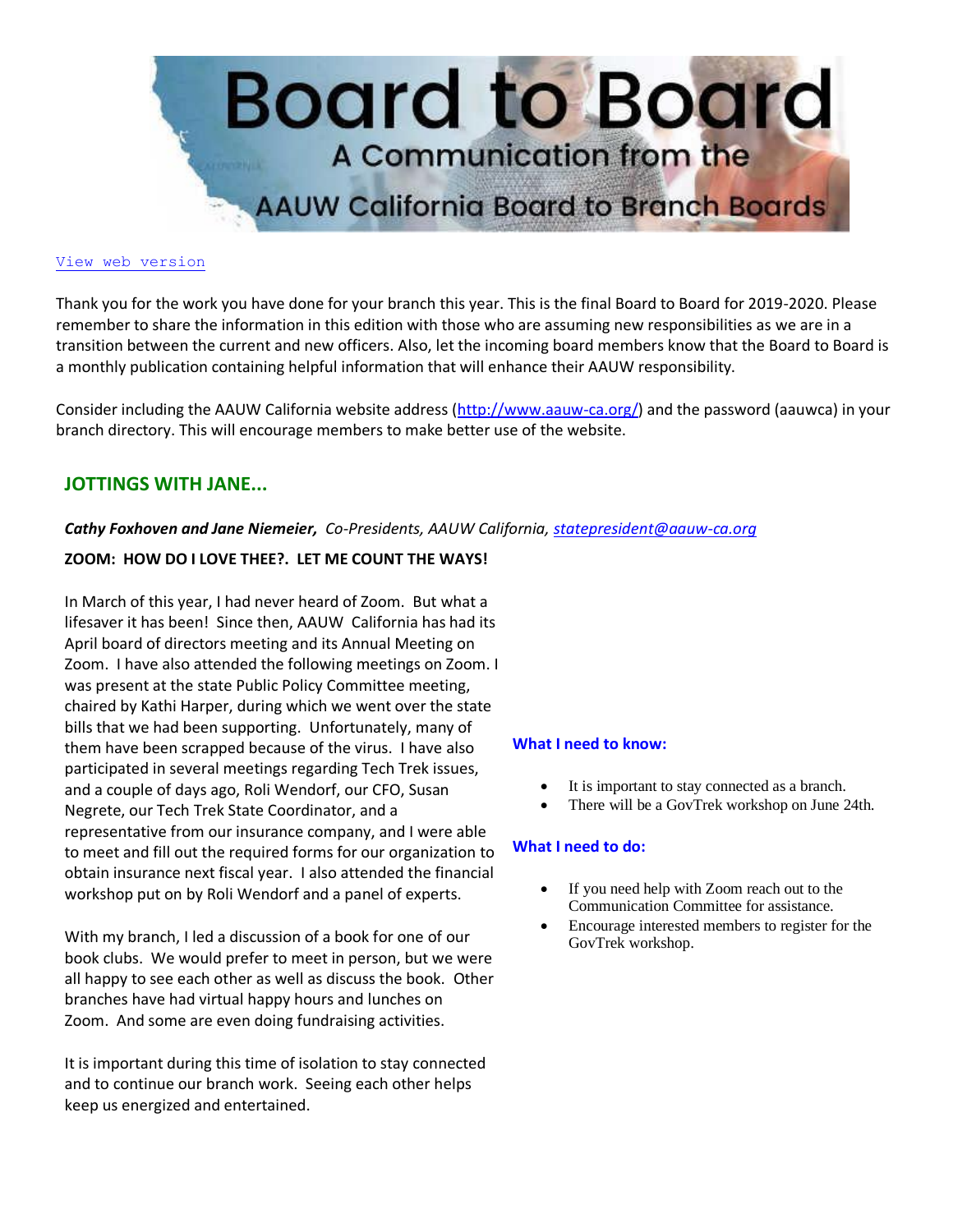# Board to Board

A Communication from the

AAUW California Board to Branch Boards

[View web version](#)

Thank you for the work you have done for your branch this year. This is the final Board to Board for 2019-2020. Please remember to share the information in this edition with those who are assuming new responsibilities as we are in a transition between the current and new officers. Also, let the incoming board members know that the Board to Board is a monthly publication containing helpful information that will enhance their AAUW responsibility.

Consider including the AAUW California website address (http://www.aauw-ca.org/) and the password (aauwca) in your branch directory. This will encourage members to make better use of the website.

## JOTTINGS WITH JANE...

***Cathy Foxhoven and Jane Niemeier,*** *Co-Presidents, AAUW California, statepresident@aauw-ca.org*

**ZOOM: HOW DO I LOVE THEE?. LET ME COUNT THE WAYS!**

In March of this year, I had never heard of Zoom. But what a lifesaver it has been! Since then, AAUW California has had its April board of directors meeting and its Annual Meeting on Zoom. I have also attended the following meetings on Zoom. I was present at the state Public Policy Committee meeting, chaired by Kathi Harper, during which we went over the state bills that we had been supporting. Unfortunately, many of them have been scrapped because of the virus. I have also participated in several meetings regarding Tech Trek issues, and a couple of days ago, Roli Wendorf, our CFO, Susan Negrete, our Tech Trek State Coordinator, and a representative from our insurance company, and I were able to meet and fill out the required forms for our organization to obtain insurance next fiscal year. I also attended the financial workshop put on by Roli Wendorf and a panel of experts.

With my branch, I led a discussion of a book for one of our book clubs. We would prefer to meet in person, but we were all happy to see each other as well as discuss the book. Other branches have had virtual happy hours and lunches on Zoom. And some are even doing fundraising activities.

It is important during this time of isolation to stay connected and to continue our branch work. Seeing each other helps keep us energized and entertained.

**What I need to know:**

- It is important to stay connected as a branch.
- There will be a GovTrek workshop on June 24th.

**What I need to do:**

- If you need help with Zoom reach out to the Communication Committee for assistance.
- Encourage interested members to register for the GovTrek workshop.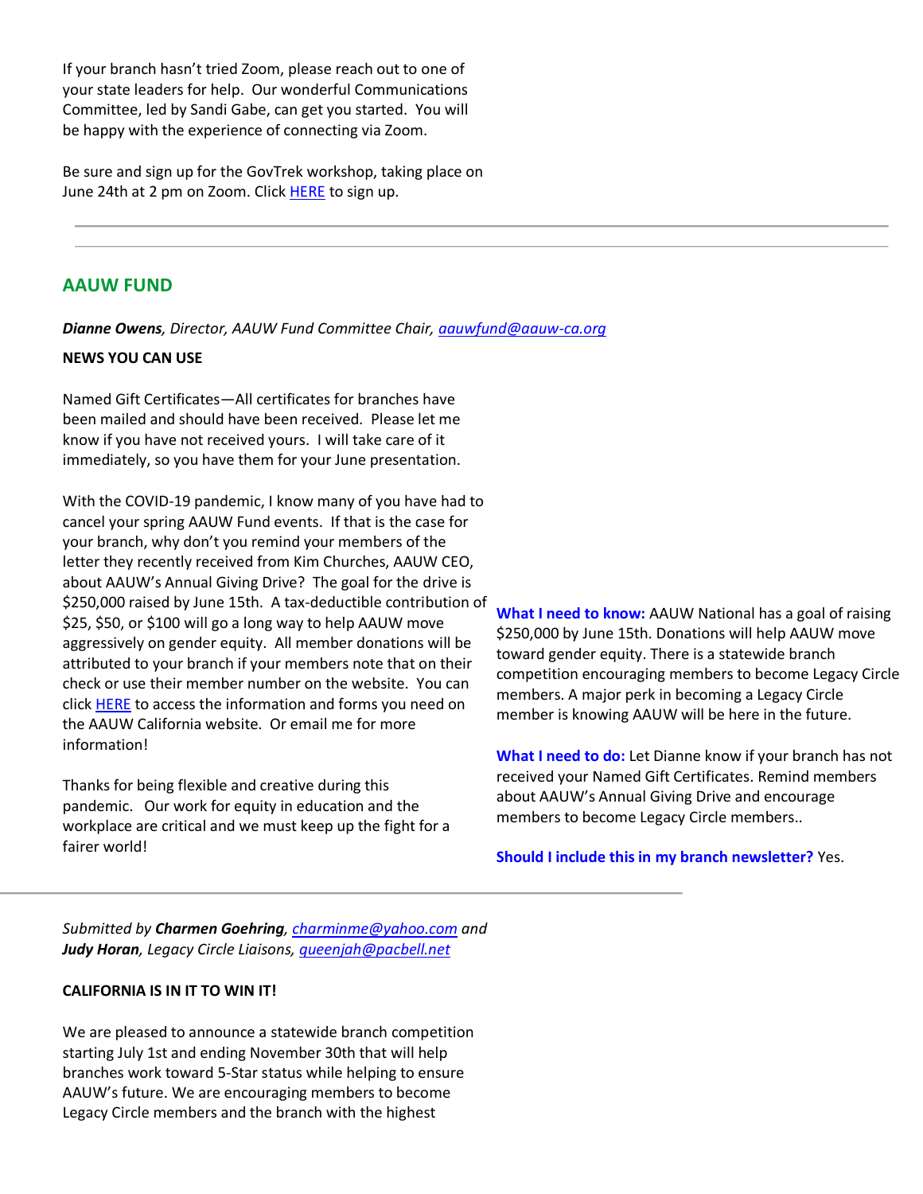If your branch hasn't tried Zoom, please reach out to one of your state leaders for help. Our wonderful Communications Committee, led by Sandi Gabe, can get you started. You will be happy with the experience of connecting via Zoom.

Be sure and sign up for the GovTrek workshop, taking place on June 24th at 2 pm on Zoom. Click [HERE](#) to sign up.

---

## AAUW FUND

***Dianne Owens**, Director, AAUW Fund Committee Chair, [aauwfund@aauw-ca.org](mailto:aauwfund@aauw-ca.org)*

**NEWS YOU CAN USE**

Named Gift Certificates—All certificates for branches have been mailed and should have been received. Please let me know if you have not received yours. I will take care of it immediately, so you have them for your June presentation.

With the COVID-19 pandemic, I know many of you have had to cancel your spring AAUW Fund events. If that is the case for your branch, why don't you remind your members of the letter they recently received from Kim Churches, AAUW CEO, about AAUW's Annual Giving Drive? The goal for the drive is $250,000 raised by June 15th. A tax-deductible contribution of $25, $50, or $100 will go a long way to help AAUW move aggressively on gender equity. All member donations will be attributed to your branch if your members note that on their check or use their member number on the website. You can click [HERE](#) to access the information and forms you need on the AAUW California website. Or email me for more information!

Thanks for being flexible and creative during this pandemic. Our work for equity in education and the workplace are critical and we must keep up the fight for a fairer world!

**What I need to know:** AAUW National has a goal of raising $250,000 by June 15th. Donations will help AAUW move toward gender equity. There is a statewide branch competition encouraging members to become Legacy Circle members. A major perk in becoming a Legacy Circle member is knowing AAUW will be here in the future.

**What I need to do:** Let Dianne know if your branch has not received your Named Gift Certificates. Remind members about AAUW's Annual Giving Drive and encourage members to become Legacy Circle members..

**Should I include this in my branch newsletter?** Yes.

---

*Submitted by **Charmen Goehring**, [charminme@yahoo.com](mailto:charminme@yahoo.com) and **Judy Horan**, Legacy Circle Liaisons, [queenjah@pacbell.net](mailto:queenjah@pacbell.net)*

**CALIFORNIA IS IN IT TO WIN IT!**

We are pleased to announce a statewide branch competition starting July 1st and ending November 30th that will help branches work toward 5-Star status while helping to ensure AAUW's future. We are encouraging members to become Legacy Circle members and the branch with the highest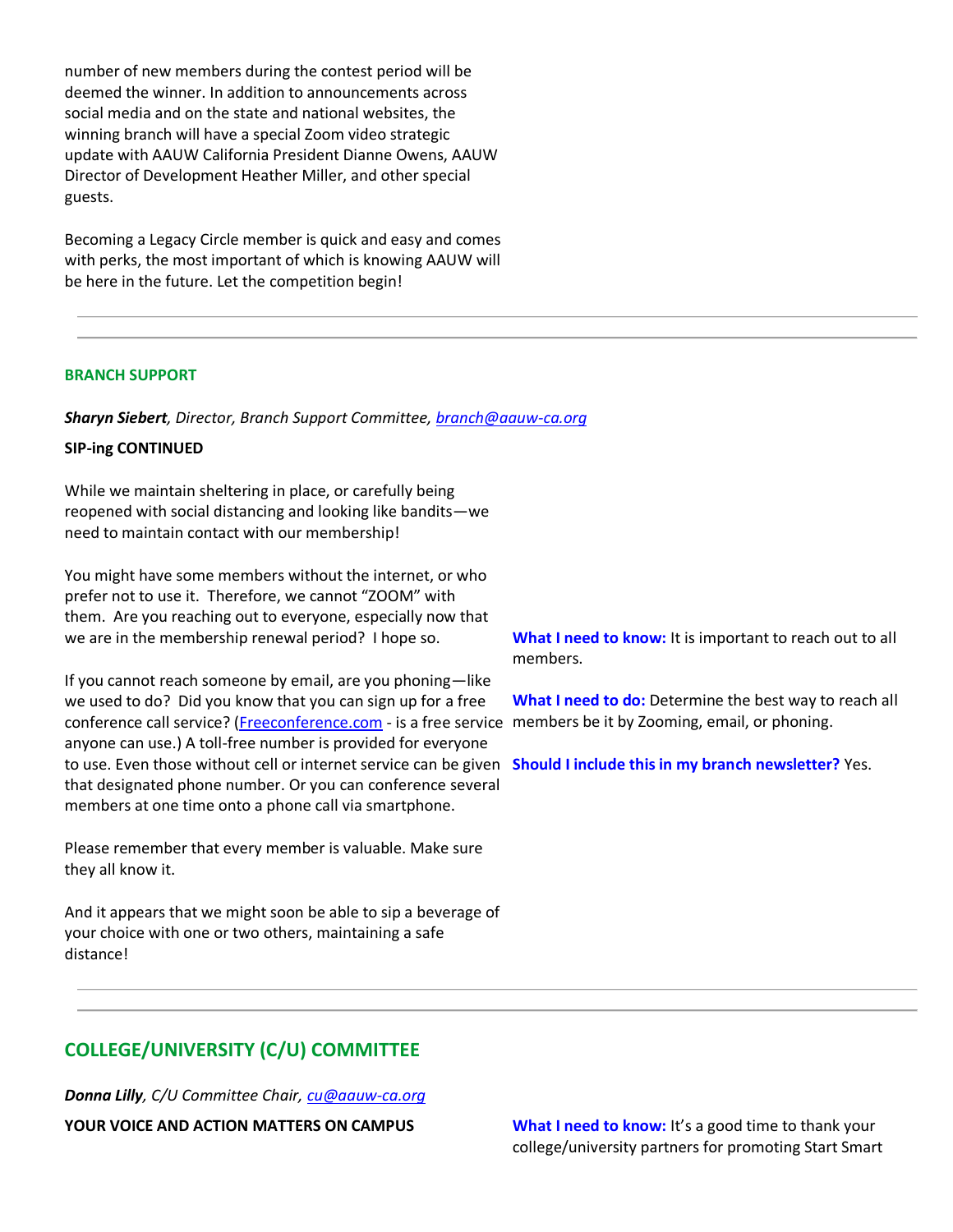number of new members during the contest period will be deemed the winner. In addition to announcements across social media and on the state and national websites, the winning branch will have a special Zoom video strategic update with AAUW California President Dianne Owens, AAUW Director of Development Heather Miller, and other special guests.

Becoming a Legacy Circle member is quick and easy and comes with perks, the most important of which is knowing AAUW will be here in the future. Let the competition begin!

---

### BRANCH SUPPORT

***Sharyn Siebert**, Director, Branch Support Committee, [branch@aauw-ca.org](mailto:branch@aauw-ca.org)*

**SIP-ing CONTINUED**

While we maintain sheltering in place, or carefully being reopened with social distancing and looking like bandits—we need to maintain contact with our membership!

You might have some members without the internet, or who prefer not to use it. Therefore, we cannot "ZOOM" with them. Are you reaching out to everyone, especially now that we are in the membership renewal period? I hope so.

If you cannot reach someone by email, are you phoning—like we used to do? Did you know that you can sign up for a free conference call service? ([Freeconference.com](http://Freeconference.com) - is a free service anyone can use.) A toll-free number is provided for everyone to use. Even those without cell or internet service can be given that designated phone number. Or you can conference several members at one time onto a phone call via smartphone.

Please remember that every member is valuable. Make sure they all know it.

And it appears that we might soon be able to sip a beverage of your choice with one or two others, maintaining a safe distance!

**What I need to know:** It is important to reach out to all members.

**What I need to do:** Determine the best way to reach all members be it by Zooming, email, or phoning.

**Should I include this in my branch newsletter?** Yes.

---

## COLLEGE/UNIVERSITY (C/U) COMMITTEE

***Donna Lilly**, C/U Committee Chair, [cu@aauw-ca.org](mailto:cu@aauw-ca.org)*

**YOUR VOICE AND ACTION MATTERS ON CAMPUS**

**What I need to know:** It's a good time to thank your college/university partners for promoting Start Smart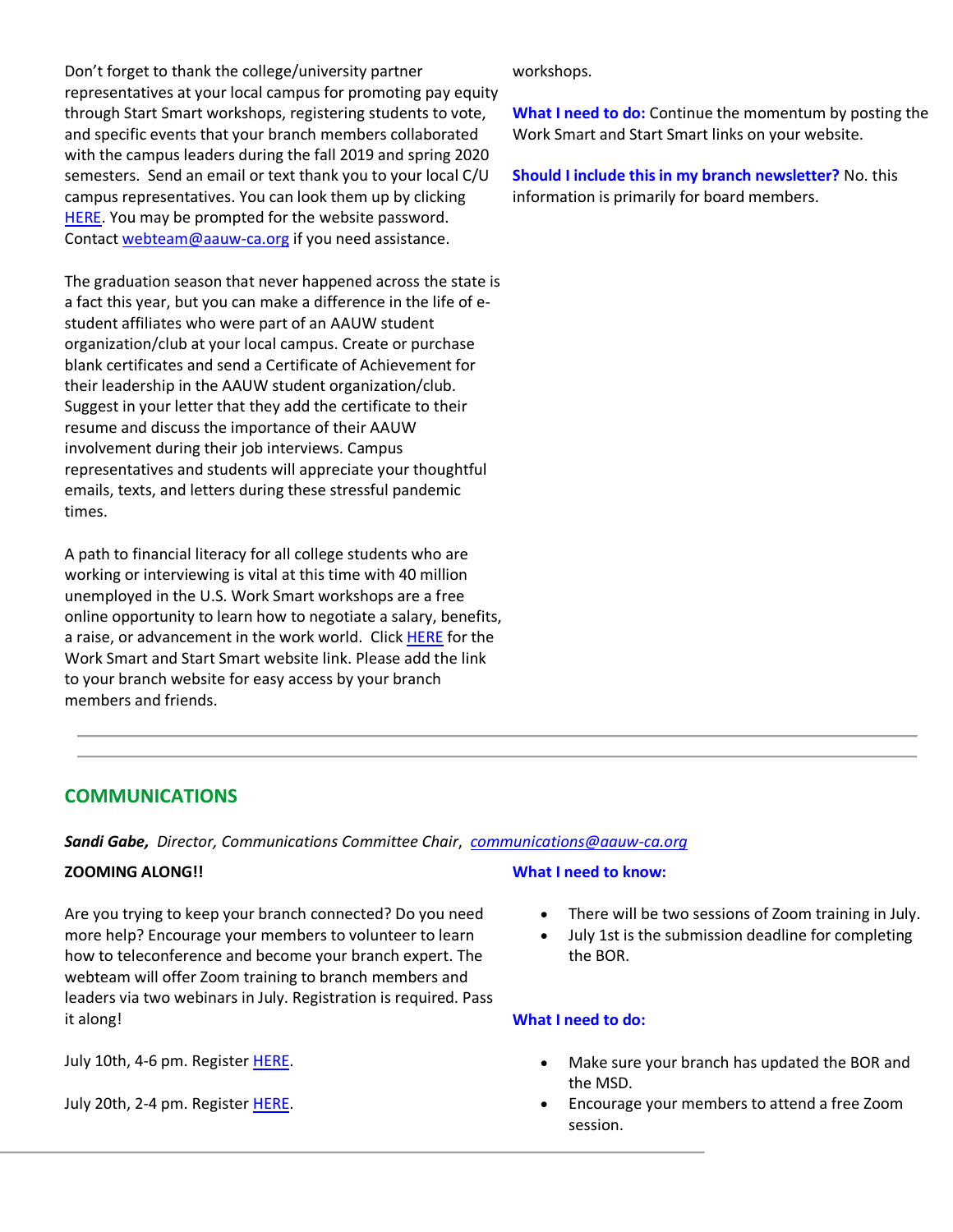Don't forget to thank the college/university partner representatives at your local campus for promoting pay equity through Start Smart workshops, registering students to vote, and specific events that your branch members collaborated with the campus leaders during the fall 2019 and spring 2020 semesters. Send an email or text thank you to your local C/U campus representatives. You can look them up by clicking HERE. You may be prompted for the website password. Contact webteam@aauw-ca.org if you need assistance.

The graduation season that never happened across the state is a fact this year, but you can make a difference in the life of e-student affiliates who were part of an AAUW student organization/club at your local campus. Create or purchase blank certificates and send a Certificate of Achievement for their leadership in the AAUW student organization/club. Suggest in your letter that they add the certificate to their resume and discuss the importance of their AAUW involvement during their job interviews. Campus representatives and students will appreciate your thoughtful emails, texts, and letters during these stressful pandemic times.

A path to financial literacy for all college students who are working or interviewing is vital at this time with 40 million unemployed in the U.S. Work Smart workshops are a free online opportunity to learn how to negotiate a salary, benefits, a raise, or advancement in the work world. Click HERE for the Work Smart and Start Smart website link. Please add the link to your branch website for easy access by your branch members and friends.

workshops.

**What I need to do:** Continue the momentum by posting the Work Smart and Start Smart links on your website.

**Should I include this in my branch newsletter?** No. this information is primarily for board members.

---

## COMMUNICATIONS

***Sandi Gabe,*** *Director, Communications Committee Chair, communications@aauw-ca.org*

**ZOOMING ALONG!!**

Are you trying to keep your branch connected? Do you need more help? Encourage your members to volunteer to learn how to teleconference and become your branch expert. The webteam will offer Zoom training to branch members and leaders via two webinars in July. Registration is required. Pass it along!

July 10th, 4-6 pm. Register HERE.

July 20th, 2-4 pm. Register HERE.

**What I need to know:**

- There will be two sessions of Zoom training in July.
- July 1st is the submission deadline for completing the BOR.

**What I need to do:**

- Make sure your branch has updated the BOR and the MSD.
- Encourage your members to attend a free Zoom session.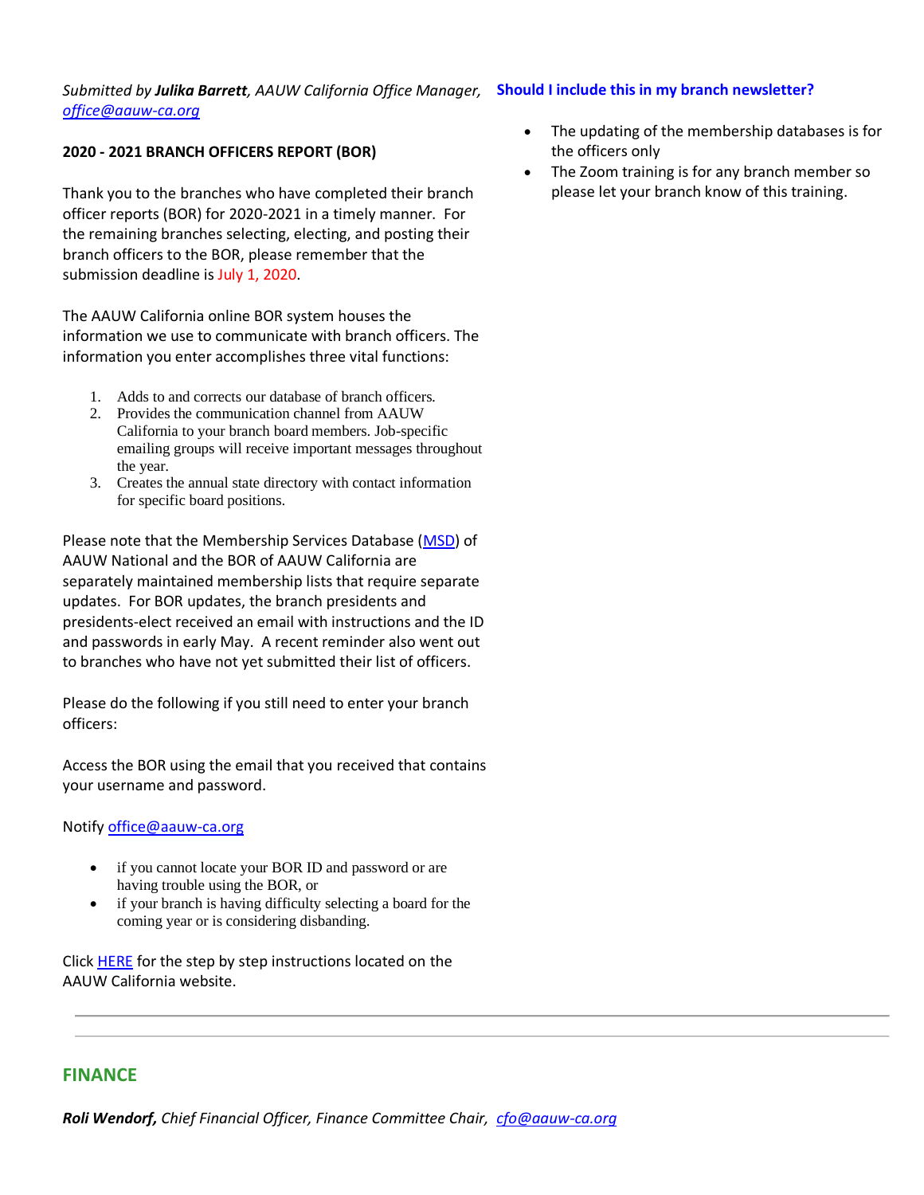*Submitted by **Julika Barrett**, AAUW California Office Manager, office@aauw-ca.org*

**2020 - 2021 BRANCH OFFICERS REPORT (BOR)**

Thank you to the branches who have completed their branch officer reports (BOR) for 2020-2021 in a timely manner. For the remaining branches selecting, electing, and posting their branch officers to the BOR, please remember that the submission deadline is July 1, 2020.

The AAUW California online BOR system houses the information we use to communicate with branch officers. The information you enter accomplishes three vital functions:

1. Adds to and corrects our database of branch officers.
2. Provides the communication channel from AAUW California to your branch board members. Job-specific emailing groups will receive important messages throughout the year.
3. Creates the annual state directory with contact information for specific board positions.

Please note that the Membership Services Database (MSD) of AAUW National and the BOR of AAUW California are separately maintained membership lists that require separate updates. For BOR updates, the branch presidents and presidents-elect received an email with instructions and the ID and passwords in early May. A recent reminder also went out to branches who have not yet submitted their list of officers.

Please do the following if you still need to enter your branch officers:

Access the BOR using the email that you received that contains your username and password.

Notify office@aauw-ca.org

- if you cannot locate your BOR ID and password or are having trouble using the BOR, or
- if your branch is having difficulty selecting a board for the coming year or is considering disbanding.

Click HERE for the step by step instructions located on the AAUW California website.

**Should I include this in my branch newsletter?**

- The updating of the membership databases is for the officers only
- The Zoom training is for any branch member so please let your branch know of this training.

---

## FINANCE

***Roli Wendorf,** Chief Financial Officer, Finance Committee Chair, cfo@aauw-ca.org*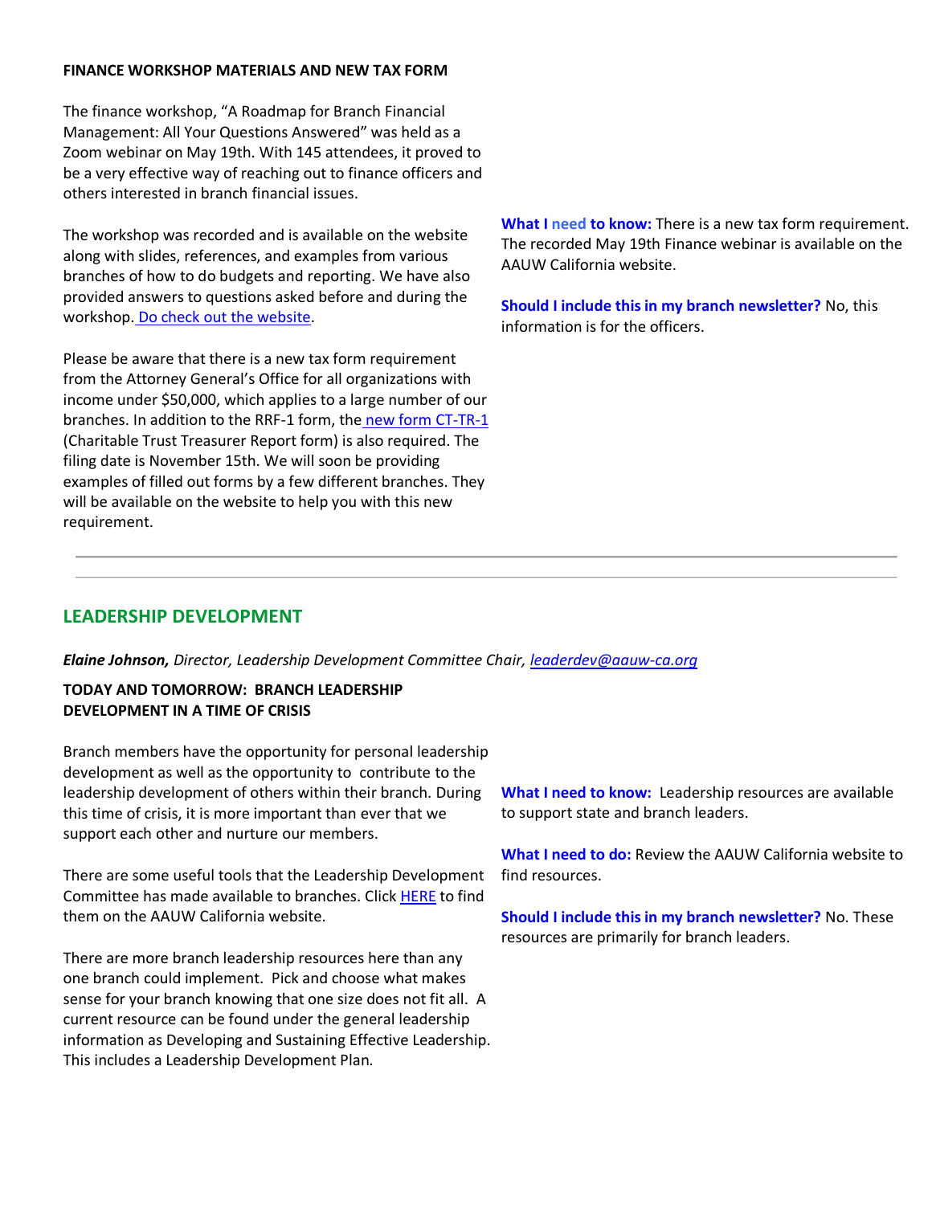**FINANCE WORKSHOP MATERIALS AND NEW TAX FORM**

The finance workshop, "A Roadmap for Branch Financial Management: All Your Questions Answered" was held as a Zoom webinar on May 19th. With 145 attendees, it proved to be a very effective way of reaching out to finance officers and others interested in branch financial issues.

The workshop was recorded and is available on the website along with slides, references, and examples from various branches of how to do budgets and reporting. We have also provided answers to questions asked before and during the workshop. Do check out the website.

Please be aware that there is a new tax form requirement from the Attorney General's Office for all organizations with income under $50,000, which applies to a large number of our branches. In addition to the RRF-1 form, the new form CT-TR-1 (Charitable Trust Treasurer Report form) is also required. The filing date is November 15th. We will soon be providing examples of filled out forms by a few different branches. They will be available on the website to help you with this new requirement.

**What I need to know:** There is a new tax form requirement. The recorded May 19th Finance webinar is available on the AAUW California website.

**Should I include this in my branch newsletter?** No, this information is for the officers.

---

## LEADERSHIP DEVELOPMENT

***Elaine Johnson,*** *Director, Leadership Development Committee Chair, leaderdev@aauw-ca.org*

**TODAY AND TOMORROW: BRANCH LEADERSHIP DEVELOPMENT IN A TIME OF CRISIS**

Branch members have the opportunity for personal leadership development as well as the opportunity to contribute to the leadership development of others within their branch. During this time of crisis, it is more important than ever that we support each other and nurture our members.

There are some useful tools that the Leadership Development Committee has made available to branches. Click HERE to find them on the AAUW California website.

There are more branch leadership resources here than any one branch could implement. Pick and choose what makes sense for your branch knowing that one size does not fit all. A current resource can be found under the general leadership information as Developing and Sustaining Effective Leadership. This includes a Leadership Development Plan.

**What I need to know:** Leadership resources are available to support state and branch leaders.

**What I need to do:** Review the AAUW California website to find resources.

**Should I include this in my branch newsletter?** No. These resources are primarily for branch leaders.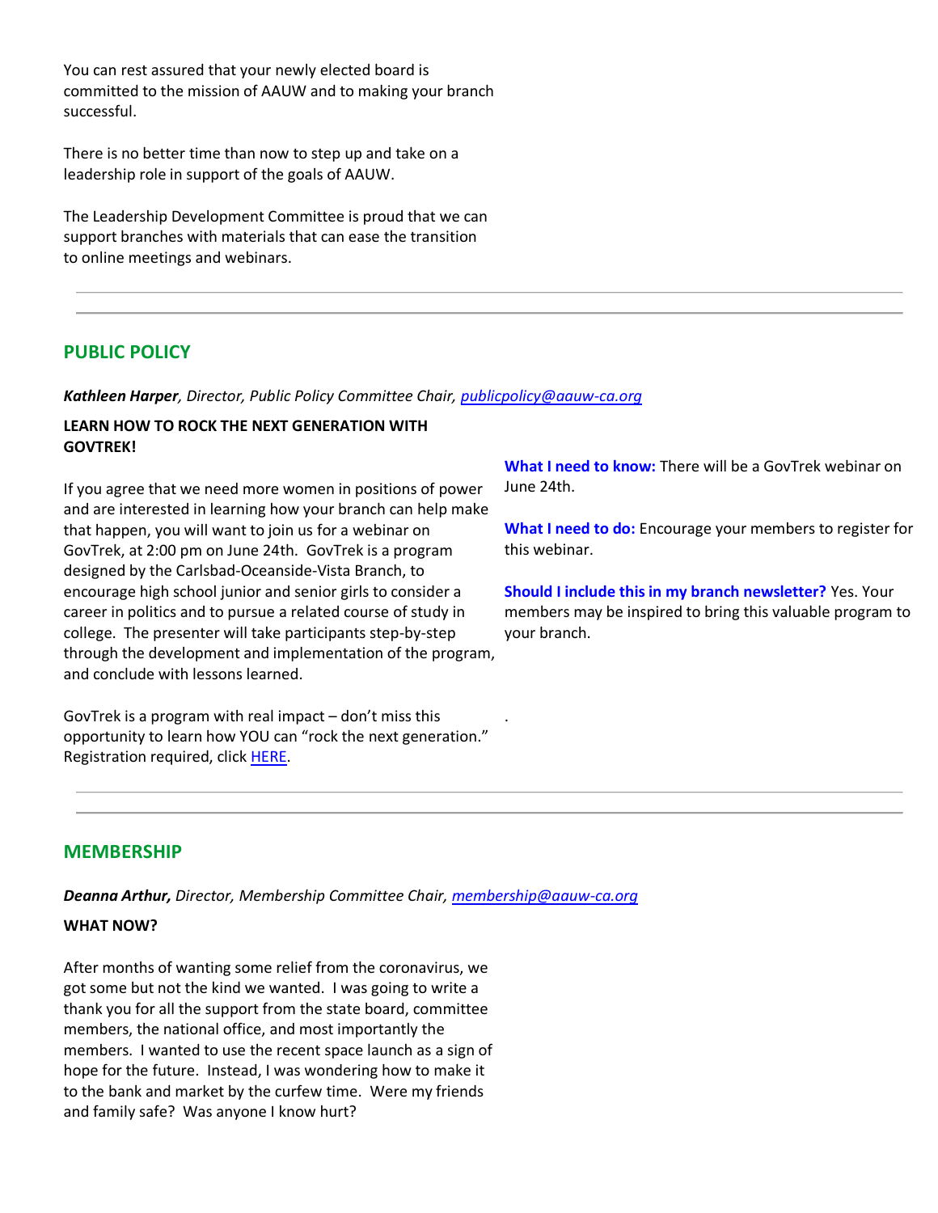You can rest assured that your newly elected board is committed to the mission of AAUW and to making your branch successful.

There is no better time than now to step up and take on a leadership role in support of the goals of AAUW.

The Leadership Development Committee is proud that we can support branches with materials that can ease the transition to online meetings and webinars.

---

## PUBLIC POLICY

***Kathleen Harper****, Director, Public Policy Committee Chair, publicpolicy@aauw-ca.org*

**LEARN HOW TO ROCK THE NEXT GENERATION WITH GOVTREK!**

If you agree that we need more women in positions of power and are interested in learning how your branch can help make that happen, you will want to join us for a webinar on GovTrek, at 2:00 pm on June 24th. GovTrek is a program designed by the Carlsbad-Oceanside-Vista Branch, to encourage high school junior and senior girls to consider a career in politics and to pursue a related course of study in college. The presenter will take participants step-by-step through the development and implementation of the program, and conclude with lessons learned.

GovTrek is a program with real impact – don't miss this opportunity to learn how YOU can "rock the next generation." Registration required, click HERE.

**What I need to know:** There will be a GovTrek webinar on June 24th.

**What I need to do:** Encourage your members to register for this webinar.

**Should I include this in my branch newsletter?** Yes. Your members may be inspired to bring this valuable program to your branch.

---

## MEMBERSHIP

***Deanna Arthur,*** *Director, Membership Committee Chair, membership@aauw-ca.org*

**WHAT NOW?**

After months of wanting some relief from the coronavirus, we got some but not the kind we wanted. I was going to write a thank you for all the support from the state board, committee members, the national office, and most importantly the members. I wanted to use the recent space launch as a sign of hope for the future. Instead, I was wondering how to make it to the bank and market by the curfew time. Were my friends and family safe? Was anyone I know hurt?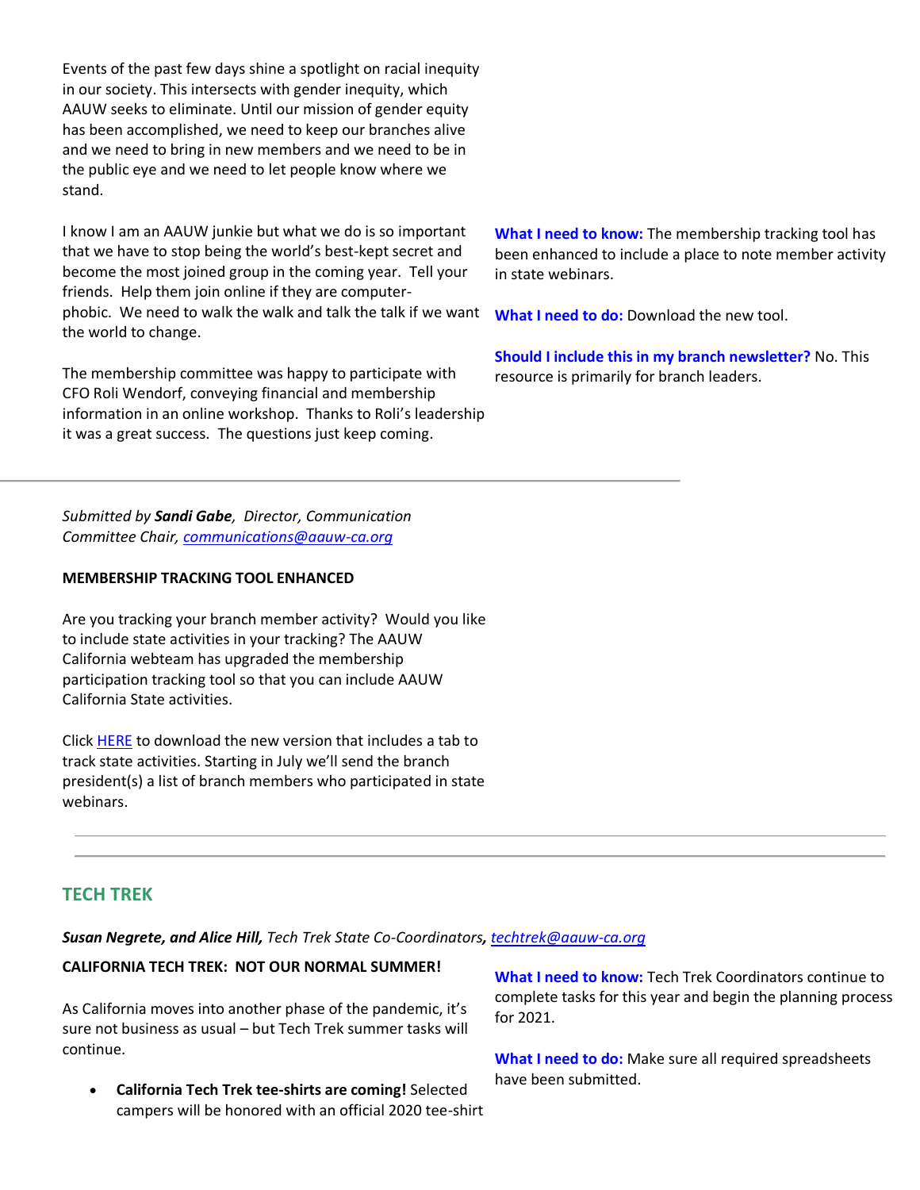Events of the past few days shine a spotlight on racial inequity in our society. This intersects with gender inequity, which AAUW seeks to eliminate. Until our mission of gender equity has been accomplished, we need to keep our branches alive and we need to bring in new members and we need to be in the public eye and we need to let people know where we stand.

I know I am an AAUW junkie but what we do is so important that we have to stop being the world's best-kept secret and become the most joined group in the coming year. Tell your friends. Help them join online if they are computer-phobic. We need to walk the walk and talk the talk if we want the world to change.

The membership committee was happy to participate with CFO Roli Wendorf, conveying financial and membership information in an online workshop. Thanks to Roli's leadership it was a great success. The questions just keep coming.

---

*Submitted by **Sandi Gabe**, Director, Communication Committee Chair, communications@aauw-ca.org*

**MEMBERSHIP TRACKING TOOL ENHANCED**

Are you tracking your branch member activity? Would you like to include state activities in your tracking? The AAUW California webteam has upgraded the membership participation tracking tool so that you can include AAUW California State activities.

Click HERE to download the new version that includes a tab to track state activities. Starting in July we'll send the branch president(s) a list of branch members who participated in state webinars.

**What I need to know:** The membership tracking tool has been enhanced to include a place to note member activity in state webinars.

**What I need to do:** Download the new tool.

**Should I include this in my branch newsletter?** No. This resource is primarily for branch leaders.

---

## TECH TREK

***Susan Negrete, and Alice Hill,** Tech Trek State Co-Coordinators, techtrek@aauw-ca.org*

**CALIFORNIA TECH TREK: NOT OUR NORMAL SUMMER!**

As California moves into another phase of the pandemic, it's sure not business as usual – but Tech Trek summer tasks will continue.

- **California Tech Trek tee-shirts are coming!** Selected campers will be honored with an official 2020 tee-shirt

**What I need to know:** Tech Trek Coordinators continue to complete tasks for this year and begin the planning process for 2021.

**What I need to do:** Make sure all required spreadsheets have been submitted.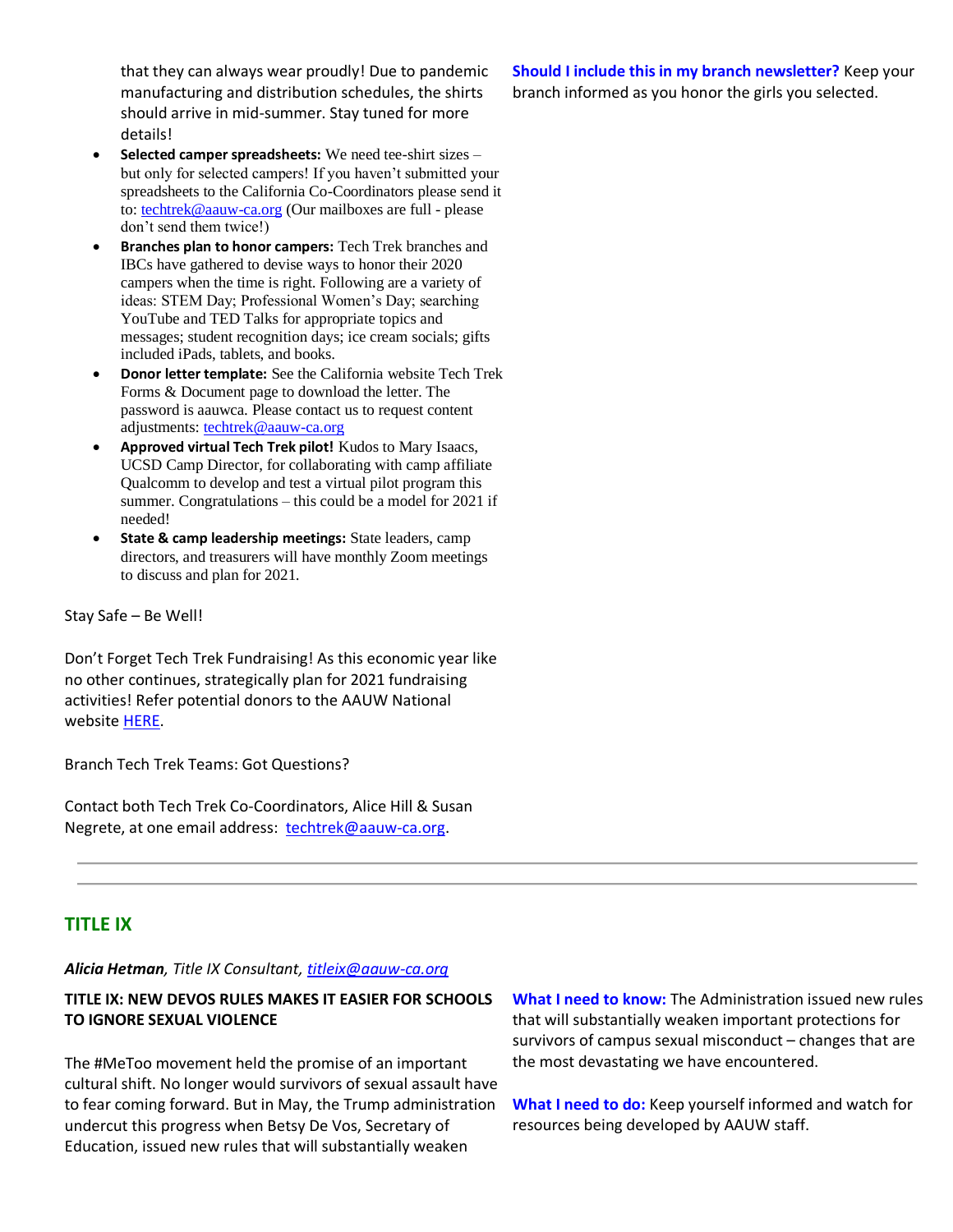that they can always wear proudly! Due to pandemic manufacturing and distribution schedules, the shirts should arrive in mid-summer. Stay tuned for more details!

- **Selected camper spreadsheets:** We need tee-shirt sizes – but only for selected campers! If you haven't submitted your spreadsheets to the California Co-Coordinators please send it to: techtrek@aauw-ca.org (Our mailboxes are full - please don't send them twice!)
- **Branches plan to honor campers:** Tech Trek branches and IBCs have gathered to devise ways to honor their 2020 campers when the time is right. Following are a variety of ideas: STEM Day; Professional Women's Day; searching YouTube and TED Talks for appropriate topics and messages; student recognition days; ice cream socials; gifts included iPads, tablets, and books.
- **Donor letter template:** See the California website Tech Trek Forms & Document page to download the letter. The password is aauwca. Please contact us to request content adjustments: techtrek@aauw-ca.org
- **Approved virtual Tech Trek pilot!** Kudos to Mary Isaacs, UCSD Camp Director, for collaborating with camp affiliate Qualcomm to develop and test a virtual pilot program this summer. Congratulations – this could be a model for 2021 if needed!
- **State & camp leadership meetings:** State leaders, camp directors, and treasurers will have monthly Zoom meetings to discuss and plan for 2021.

Stay Safe – Be Well!

Don't Forget Tech Trek Fundraising! As this economic year like no other continues, strategically plan for 2021 fundraising activities! Refer potential donors to the AAUW National website HERE.

Branch Tech Trek Teams: Got Questions?

Contact both Tech Trek Co-Coordinators, Alice Hill & Susan Negrete, at one email address: techtrek@aauw-ca.org.

**Should I include this in my branch newsletter?** Keep your branch informed as you honor the girls you selected.

---

## TITLE IX

***Alicia Hetman**, Title IX Consultant, titleix@aauw-ca.org*

**TITLE IX: NEW DEVOS RULES MAKES IT EASIER FOR SCHOOLS TO IGNORE SEXUAL VIOLENCE**

The #MeToo movement held the promise of an important cultural shift. No longer would survivors of sexual assault have to fear coming forward. But in May, the Trump administration undercut this progress when Betsy De Vos, Secretary of Education, issued new rules that will substantially weaken

**What I need to know:** The Administration issued new rules that will substantially weaken important protections for survivors of campus sexual misconduct – changes that are the most devastating we have encountered.

**What I need to do:** Keep yourself informed and watch for resources being developed by AAUW staff.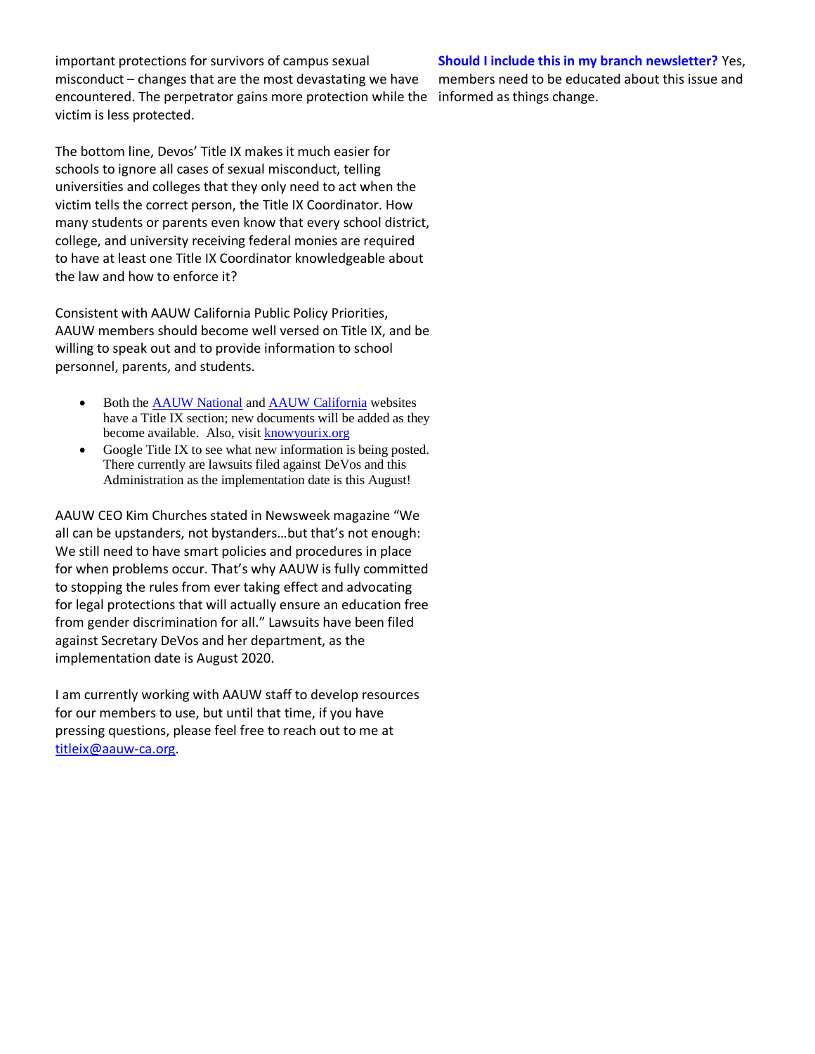important protections for survivors of campus sexual misconduct – changes that are the most devastating we have encountered. The perpetrator gains more protection while the victim is less protected.

The bottom line, Devos' Title IX makes it much easier for schools to ignore all cases of sexual misconduct, telling universities and colleges that they only need to act when the victim tells the correct person, the Title IX Coordinator. How many students or parents even know that every school district, college, and university receiving federal monies are required to have at least one Title IX Coordinator knowledgeable about the law and how to enforce it?

Consistent with AAUW California Public Policy Priorities, AAUW members should become well versed on Title IX, and be willing to speak out and to provide information to school personnel, parents, and students.

- Both the AAUW National and AAUW California websites have a Title IX section; new documents will be added as they become available. Also, visit knowyourix.org
- Google Title IX to see what new information is being posted. There currently are lawsuits filed against DeVos and this Administration as the implementation date is this August!

AAUW CEO Kim Churches stated in Newsweek magazine "We all can be upstanders, not bystanders…but that's not enough: We still need to have smart policies and procedures in place for when problems occur. That's why AAUW is fully committed to stopping the rules from ever taking effect and advocating for legal protections that will actually ensure an education free from gender discrimination for all." Lawsuits have been filed against Secretary DeVos and her department, as the implementation date is August 2020.

I am currently working with AAUW staff to develop resources for our members to use, but until that time, if you have pressing questions, please feel free to reach out to me at titleix@aauw-ca.org.

**Should I include this in my branch newsletter?** Yes, members need to be educated about this issue and informed as things change.